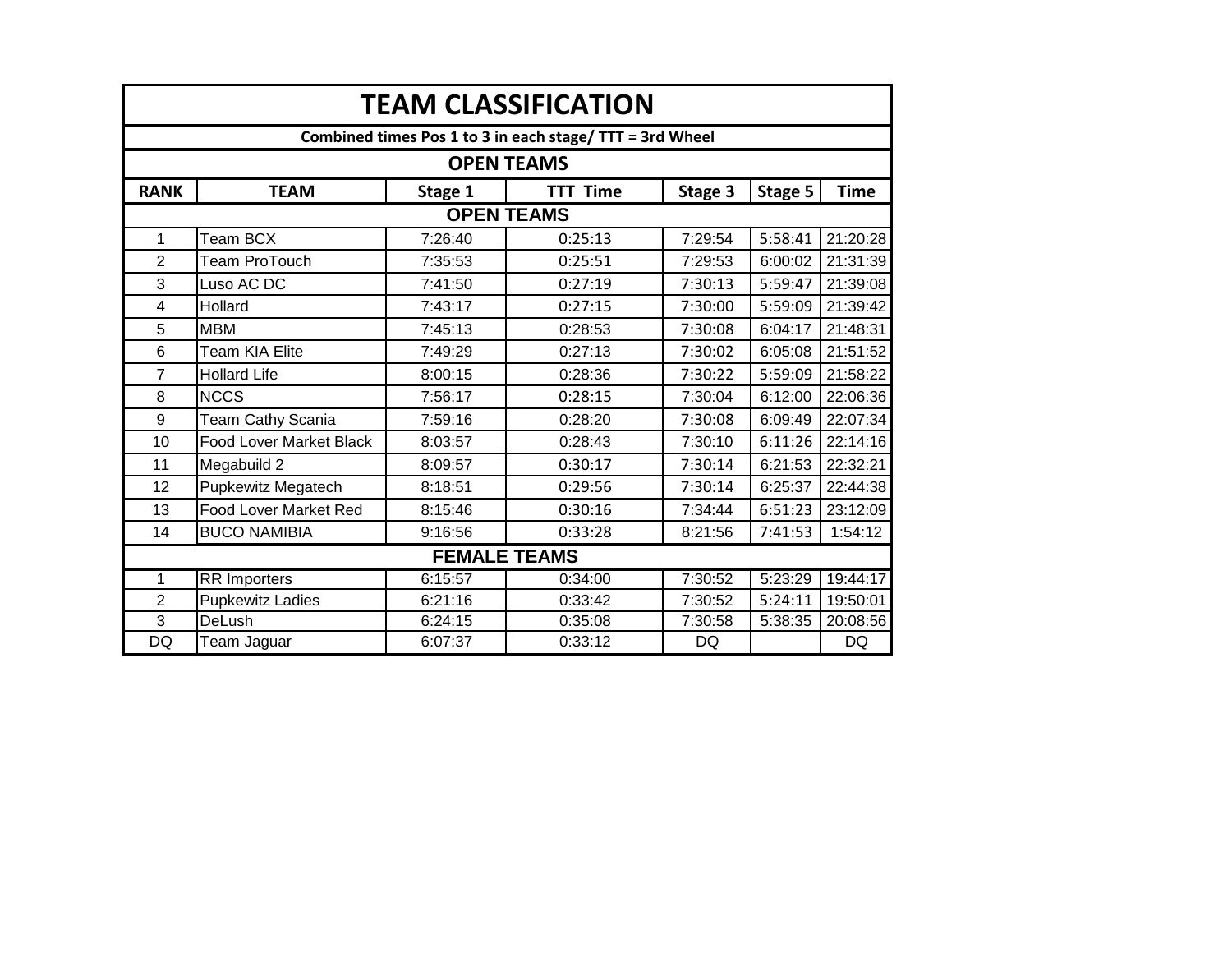# TEAM CLASSIFICATION

**Combined times Pos 1 to 3 in each stage/ TTT = 3rd Wheel**

## OPEN TEAMS

| RANK | TEAM | Stage 1 | TTT Time | Stage 3 | Stage 5 | Time |
|---|---|---|---|---|---|---|
| **OPEN TEAMS** | | | | | | |
| 1 | Team BCX | 7:26:40 | 0:25:13 | 7:29:54 | 5:58:41 | 21:20:28 |
| 2 | Team ProTouch | 7:35:53 | 0:25:51 | 7:29:53 | 6:00:02 | 21:31:39 |
| 3 | Luso AC DC | 7:41:50 | 0:27:19 | 7:30:13 | 5:59:47 | 21:39:08 |
| 4 | Hollard | 7:43:17 | 0:27:15 | 7:30:00 | 5:59:09 | 21:39:42 |
| 5 | MBM | 7:45:13 | 0:28:53 | 7:30:08 | 6:04:17 | 21:48:31 |
| 6 | Team KIA Elite | 7:49:29 | 0:27:13 | 7:30:02 | 6:05:08 | 21:51:52 |
| 7 | Hollard Life | 8:00:15 | 0:28:36 | 7:30:22 | 5:59:09 | 21:58:22 |
| 8 | NCCS | 7:56:17 | 0:28:15 | 7:30:04 | 6:12:00 | 22:06:36 |
| 9 | Team Cathy Scania | 7:59:16 | 0:28:20 | 7:30:08 | 6:09:49 | 22:07:34 |
| 10 | Food Lover Market Black | 8:03:57 | 0:28:43 | 7:30:10 | 6:11:26 | 22:14:16 |
| 11 | Megabuild 2 | 8:09:57 | 0:30:17 | 7:30:14 | 6:21:53 | 22:32:21 |
| 12 | Pupkewitz Megatech | 8:18:51 | 0:29:56 | 7:30:14 | 6:25:37 | 22:44:38 |
| 13 | Food Lover Market Red | 8:15:46 | 0:30:16 | 7:34:44 | 6:51:23 | 23:12:09 |
| 14 | BUCO NAMIBIA | 9:16:56 | 0:33:28 | 8:21:56 | 7:41:53 | 1:54:12 |
| **FEMALE TEAMS** | | | | | | |
| 1 | RR Importers | 6:15:57 | 0:34:00 | 7:30:52 | 5:23:29 | 19:44:17 |
| 2 | Pupkewitz Ladies | 6:21:16 | 0:33:42 | 7:30:52 | 5:24:11 | 19:50:01 |
| 3 | DeLush | 6:24:15 | 0:35:08 | 7:30:58 | 5:38:35 | 20:08:56 |
| DQ | Team Jaguar | 6:07:37 | 0:33:12 | DQ | | DQ |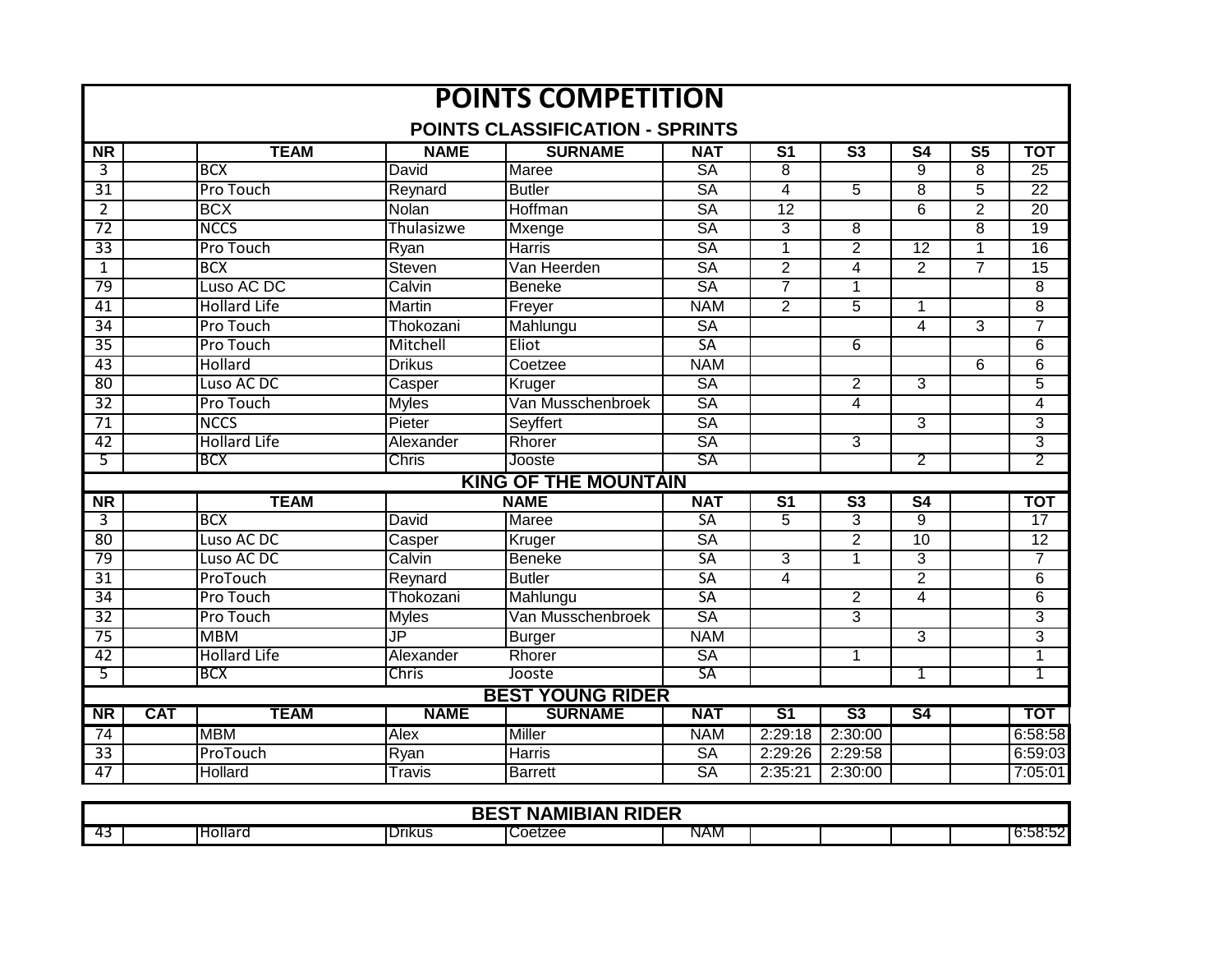# POINTS COMPETITION

## POINTS CLASSIFICATION - SPRINTS

| NR | | TEAM | NAME | SURNAME | NAT | S1 | S3 | S4 | S5 | TOT |
|---|---|---|---|---|---|---|---|---|---|---|
| 3 | | BCX | David | Maree | SA | 8 | | 9 | 8 | 25 |
| 31 | | Pro Touch | Reynard | Butler | SA | 4 | 5 | 8 | 5 | 22 |
| 2 | | BCX | Nolan | Hoffman | SA | 12 | | 6 | 2 | 20 |
| 72 | | NCCS | Thulasizwe | Mxenge | SA | 3 | 8 | | 8 | 19 |
| 33 | | Pro Touch | Ryan | Harris | SA | 1 | 2 | 12 | 1 | 16 |
| 1 | | BCX | Steven | Van Heerden | SA | 2 | 4 | 2 | 7 | 15 |
| 79 | | Luso AC DC | Calvin | Beneke | SA | 7 | 1 | | | 8 |
| 41 | | Hollard Life | Martin | Freyer | NAM | 2 | 5 | 1 | | 8 |
| 34 | | Pro Touch | Thokozani | Mahlungu | SA | | | 4 | 3 | 7 |
| 35 | | Pro Touch | Mitchell | Eliot | SA | | 6 | | | 6 |
| 43 | | Hollard | Drikus | Coetzee | NAM | | | | 6 | 6 |
| 80 | | Luso AC DC | Casper | Kruger | SA | | 2 | 3 | | 5 |
| 32 | | Pro Touch | Myles | Van Musschenbroek | SA | | 4 | | | 4 |
| 71 | | NCCS | Pieter | Seyffert | SA | | | 3 | | 3 |
| 42 | | Hollard Life | Alexander | Rhorer | SA | | 3 | | | 3 |
| 5 | | BCX | Chris | Jooste | SA | | | 2 | | 2 |

## KING OF THE MOUNTAIN

| NR | | TEAM | NAME | | NAT | S1 | S3 | S4 | | TOT |
|---|---|---|---|---|---|---|---|---|---|---|
| 3 | | BCX | David | Maree | SA | 5 | 3 | 9 | | 17 |
| 80 | | Luso AC DC | Casper | Kruger | SA | | 2 | 10 | | 12 |
| 79 | | Luso AC DC | Calvin | Beneke | SA | 3 | 1 | 3 | | 7 |
| 31 | | ProTouch | Reynard | Butler | SA | 4 | | 2 | | 6 |
| 34 | | Pro Touch | Thokozani | Mahlungu | SA | | 2 | 4 | | 6 |
| 32 | | Pro Touch | Myles | Van Musschenbroek | SA | | 3 | | | 3 |
| 75 | | MBM | JP | Burger | NAM | | | 3 | | 3 |
| 42 | | Hollard Life | Alexander | Rhorer | SA | | 1 | | | 1 |
| 5 | | BCX | Chris | Jooste | SA | | | 1 | | 1 |

## BEST YOUNG RIDER

| NR | CAT | TEAM | NAME | SURNAME | NAT | S1 | S3 | S4 | | TOT |
|---|---|---|---|---|---|---|---|---|---|---|
| 74 | | MBM | Alex | Miller | NAM | 2:29:18 | 2:30:00 | | | 6:58:58 |
| 33 | | ProTouch | Ryan | Harris | SA | 2:29:26 | 2:29:58 | | | 6:59:03 |
| 47 | | Hollard | Travis | Barrett | SA | 2:35:21 | 2:30:00 | | | 7:05:01 |

## BEST NAMIBIAN RIDER

| | | | | | | | | | | |
|---|---|---|---|---|---|---|---|---|---|---|
| 43 | | Hollard | Drikus | Coetzee | NAM | | | | | 6:58:52 |